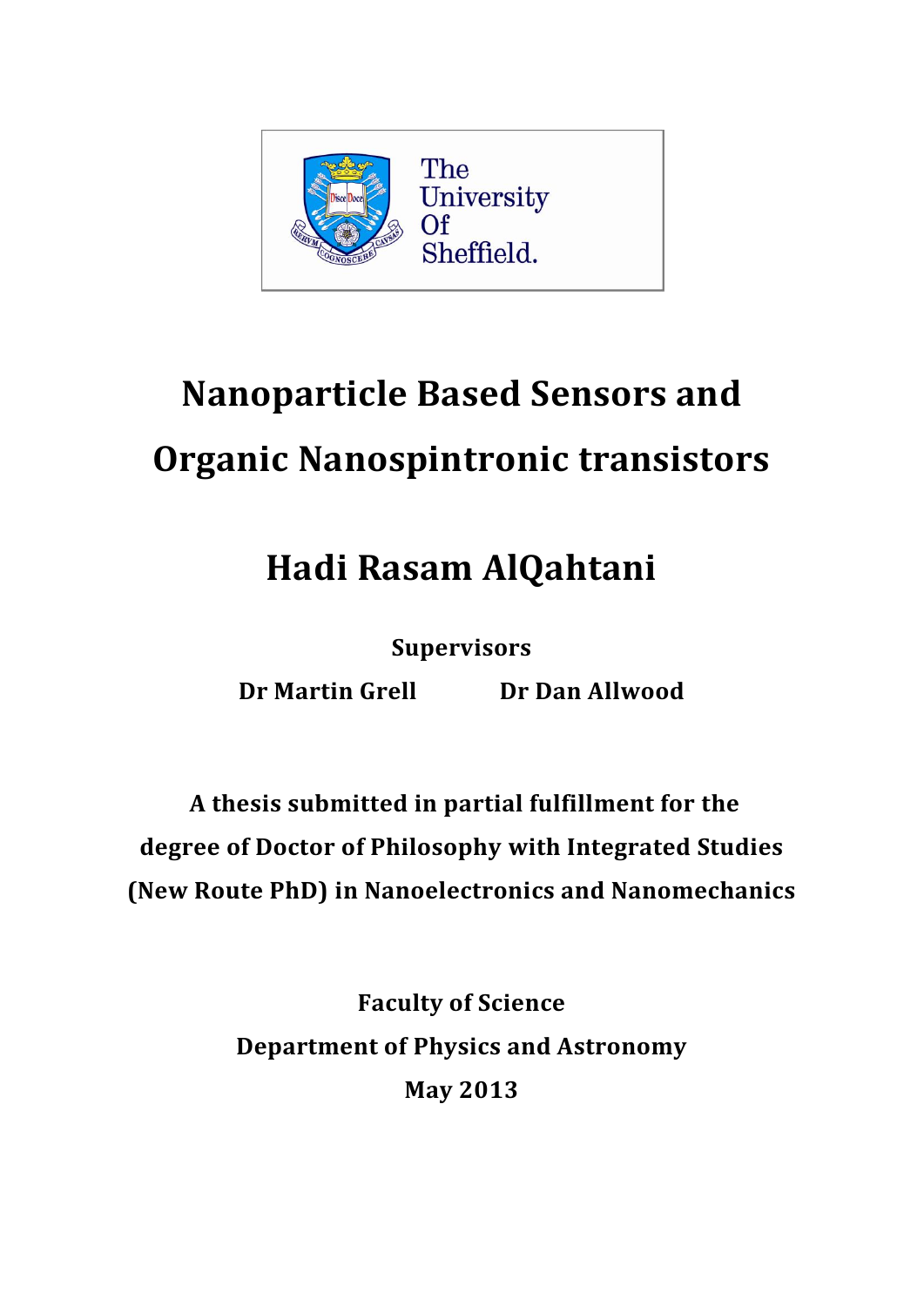The University Of Sheffield.

# Nanoparticle Based Sensors and Organic Nanospintronic transistors

## Hadi Rasam AlQahtani

**Supervisors**

**Dr Martin Grell** **Dr Dan Allwood**

**A thesis submitted in partial fulfillment for the degree of Doctor of Philosophy with Integrated Studies (New Route PhD) in Nanoelectronics and Nanomechanics**

**Faculty of Science**

**Department of Physics and Astronomy**

**May 2013**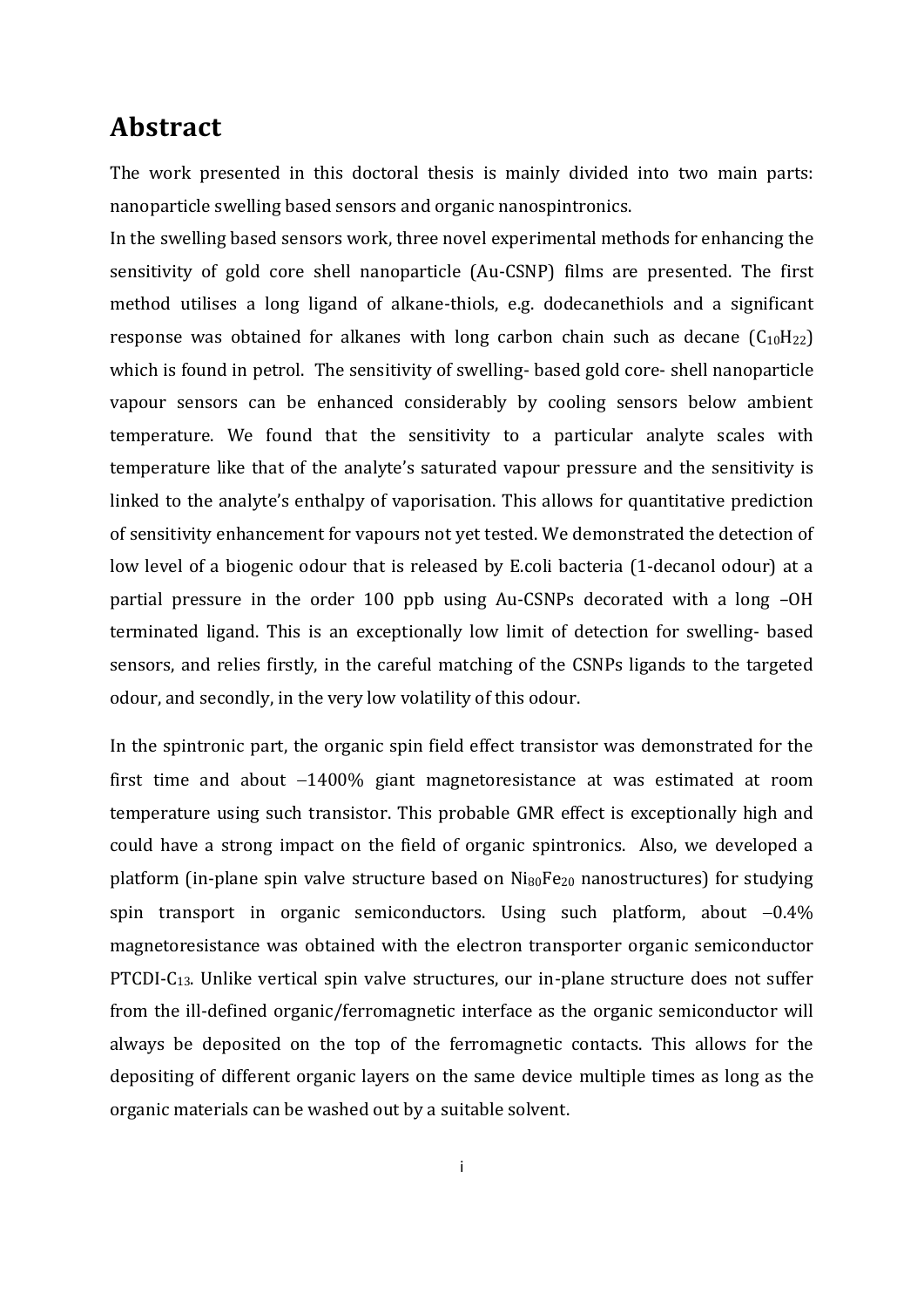# Abstract

The work presented in this doctoral thesis is mainly divided into two main parts: nanoparticle swelling based sensors and organic nanospintronics.

In the swelling based sensors work, three novel experimental methods for enhancing the sensitivity of gold core shell nanoparticle (Au-CSNP) films are presented. The first method utilises a long ligand of alkane-thiols, e.g. dodecanethiols and a significant response was obtained for alkanes with long carbon chain such as decane ($C_{10}H_{22}$) which is found in petrol. The sensitivity of swelling- based gold core- shell nanoparticle vapour sensors can be enhanced considerably by cooling sensors below ambient temperature. We found that the sensitivity to a particular analyte scales with temperature like that of the analyte's saturated vapour pressure and the sensitivity is linked to the analyte's enthalpy of vaporisation. This allows for quantitative prediction of sensitivity enhancement for vapours not yet tested. We demonstrated the detection of low level of a biogenic odour that is released by E.coli bacteria (1-decanol odour) at a partial pressure in the order 100 ppb using Au-CSNPs decorated with a long –OH terminated ligand. This is an exceptionally low limit of detection for swelling- based sensors, and relies firstly, in the careful matching of the CSNPs ligands to the targeted odour, and secondly, in the very low volatility of this odour.

In the spintronic part, the organic spin field effect transistor was demonstrated for the first time and about –1400% giant magnetoresistance at was estimated at room temperature using such transistor. This probable GMR effect is exceptionally high and could have a strong impact on the field of organic spintronics. Also, we developed a platform (in-plane spin valve structure based on $Ni_{80}Fe_{20}$ nanostructures) for studying spin transport in organic semiconductors. Using such platform, about –0.4% magnetoresistance was obtained with the electron transporter organic semiconductor PTCDI-$C_{13}$. Unlike vertical spin valve structures, our in-plane structure does not suffer from the ill-defined organic/ferromagnetic interface as the organic semiconductor will always be deposited on the top of the ferromagnetic contacts. This allows for the depositing of different organic layers on the same device multiple times as long as the organic materials can be washed out by a suitable solvent.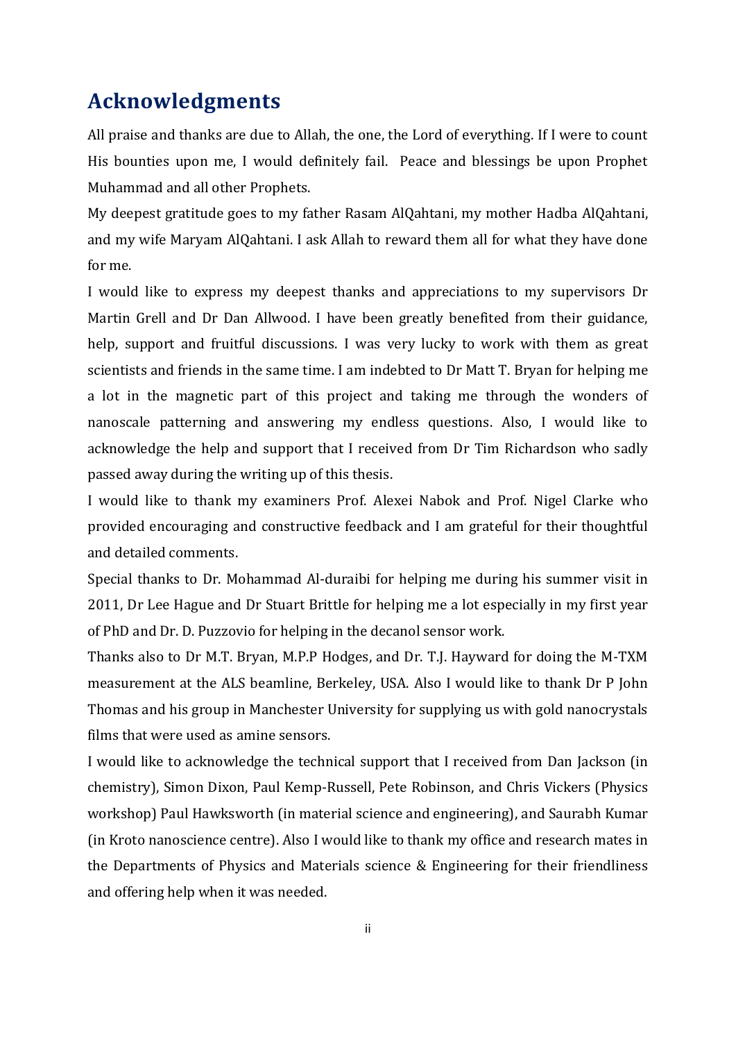# Acknowledgments

All praise and thanks are due to Allah, the one, the Lord of everything. If I were to count His bounties upon me, I would definitely fail. Peace and blessings be upon Prophet Muhammad and all other Prophets.

My deepest gratitude goes to my father Rasam AlQahtani, my mother Hadba AlQahtani, and my wife Maryam AlQahtani. I ask Allah to reward them all for what they have done for me.

I would like to express my deepest thanks and appreciations to my supervisors Dr Martin Grell and Dr Dan Allwood. I have been greatly benefited from their guidance, help, support and fruitful discussions. I was very lucky to work with them as great scientists and friends in the same time. I am indebted to Dr Matt T. Bryan for helping me a lot in the magnetic part of this project and taking me through the wonders of nanoscale patterning and answering my endless questions. Also, I would like to acknowledge the help and support that I received from Dr Tim Richardson who sadly passed away during the writing up of this thesis.

I would like to thank my examiners Prof. Alexei Nabok and Prof. Nigel Clarke who provided encouraging and constructive feedback and I am grateful for their thoughtful and detailed comments.

Special thanks to Dr. Mohammad Al-duraibi for helping me during his summer visit in 2011, Dr Lee Hague and Dr Stuart Brittle for helping me a lot especially in my first year of PhD and Dr. D. Puzzovio for helping in the decanol sensor work.

Thanks also to Dr M.T. Bryan, M.P.P Hodges, and Dr. T.J. Hayward for doing the M-TXM measurement at the ALS beamline, Berkeley, USA. Also I would like to thank Dr P John Thomas and his group in Manchester University for supplying us with gold nanocrystals films that were used as amine sensors.

I would like to acknowledge the technical support that I received from Dan Jackson (in chemistry), Simon Dixon, Paul Kemp-Russell, Pete Robinson, and Chris Vickers (Physics workshop) Paul Hawksworth (in material science and engineering), and Saurabh Kumar (in Kroto nanoscience centre). Also I would like to thank my office and research mates in the Departments of Physics and Materials science & Engineering for their friendliness and offering help when it was needed.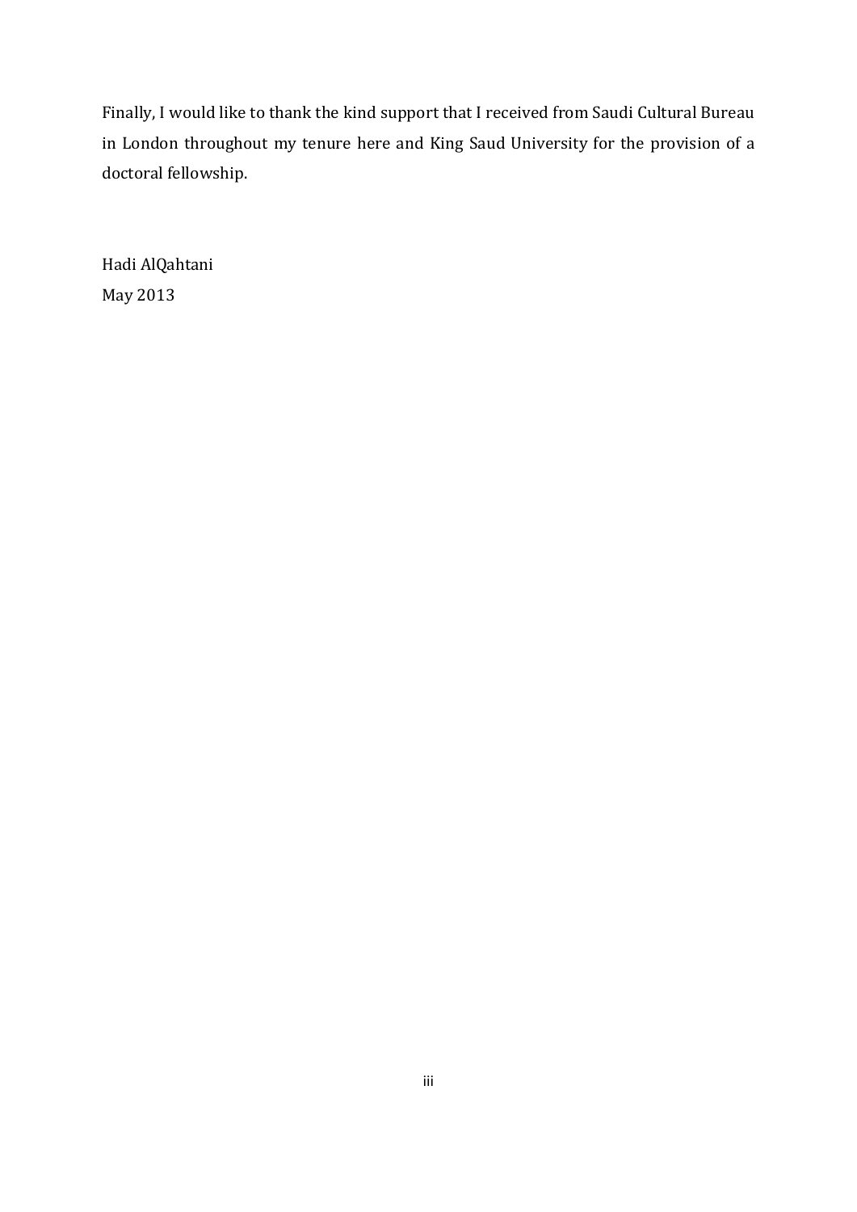Finally, I would like to thank the kind support that I received from Saudi Cultural Bureau in London throughout my tenure here and King Saud University for the provision of a doctoral fellowship.

Hadi AlQahtani
May 2013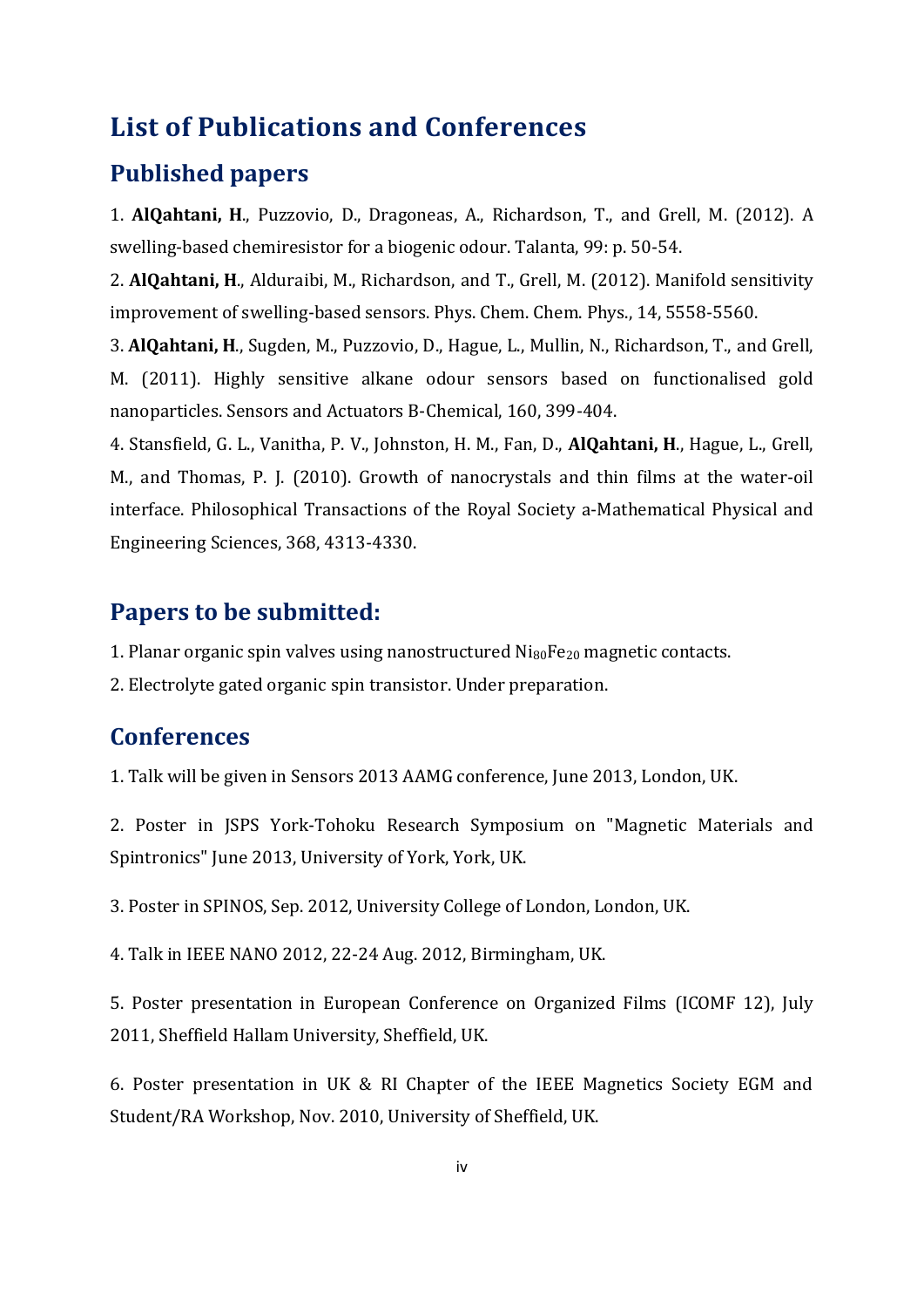# List of Publications and Conferences

## Published papers

1. **AlQahtani, H**., Puzzovio, D., Dragoneas, A., Richardson, T., and Grell, M. (2012). A swelling-based chemiresistor for a biogenic odour. Talanta, 99: p. 50-54.

2. **AlQahtani, H**., Alduraibi, M., Richardson, and T., Grell, M. (2012). Manifold sensitivity improvement of swelling-based sensors. Phys. Chem. Chem. Phys., 14, 5558-5560.

3. **AlQahtani, H**., Sugden, M., Puzzovio, D., Hague, L., Mullin, N., Richardson, T., and Grell, M. (2011). Highly sensitive alkane odour sensors based on functionalised gold nanoparticles. Sensors and Actuators B-Chemical, 160, 399-404.

4. Stansfield, G. L., Vanitha, P. V., Johnston, H. M., Fan, D., **AlQahtani, H**., Hague, L., Grell, M., and Thomas, P. J. (2010). Growth of nanocrystals and thin films at the water-oil interface. Philosophical Transactions of the Royal Society a-Mathematical Physical and Engineering Sciences, 368, 4313-4330.

## Papers to be submitted:

1. Planar organic spin valves using nanostructured $Ni_{80}Fe_{20}$ magnetic contacts.

2. Electrolyte gated organic spin transistor. Under preparation.

## Conferences

1. Talk will be given in Sensors 2013 AAMG conference, June 2013, London, UK.

2. Poster in JSPS York-Tohoku Research Symposium on "Magnetic Materials and Spintronics" June 2013, University of York, York, UK.

3. Poster in SPINOS, Sep. 2012, University College of London, London, UK.

4. Talk in IEEE NANO 2012, 22-24 Aug. 2012, Birmingham, UK.

5. Poster presentation in European Conference on Organized Films (ICOMF 12), July 2011, Sheffield Hallam University, Sheffield, UK.

6. Poster presentation in UK & RI Chapter of the IEEE Magnetics Society EGM and Student/RA Workshop, Nov. 2010, University of Sheffield, UK.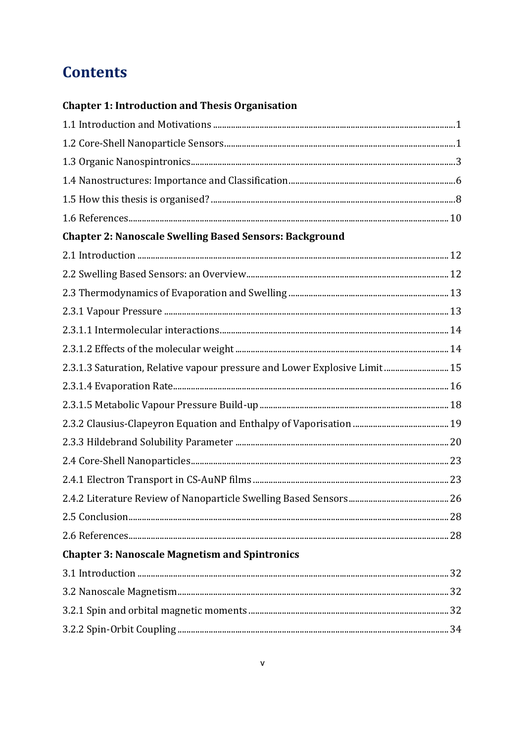# Contents

**Chapter 1: Introduction and Thesis Organisation**

1.1 Introduction and Motivations ........................................ 1

1.2 Core-Shell Nanoparticle Sensors ........................................ 1

1.3 Organic Nanospintronics ........................................ 3

1.4 Nanostructures: Importance and Classification ........................................ 6

1.5 How this thesis is organised? ........................................ 8

1.6 References ........................................ 10

**Chapter 2: Nanoscale Swelling Based Sensors: Background**

2.1 Introduction ........................................ 12

2.2 Swelling Based Sensors: an Overview ........................................ 12

2.3 Thermodynamics of Evaporation and Swelling ........................................ 13

2.3.1 Vapour Pressure ........................................ 13

2.3.1.1 Intermolecular interactions ........................................ 14

2.3.1.2 Effects of the molecular weight ........................................ 14

2.3.1.3 Saturation, Relative vapour pressure and Lower Explosive Limit ........................................ 15

2.3.1.4 Evaporation Rate ........................................ 16

2.3.1.5 Metabolic Vapour Pressure Build-up ........................................ 18

2.3.2 Clausius-Clapeyron Equation and Enthalpy of Vaporisation ........................................ 19

2.3.3 Hildebrand Solubility Parameter ........................................ 20

2.4 Core-Shell Nanoparticles ........................................ 23

2.4.1 Electron Transport in CS-AuNP films ........................................ 23

2.4.2 Literature Review of Nanoparticle Swelling Based Sensors ........................................ 26

2.5 Conclusion ........................................ 28

2.6 References ........................................ 28

**Chapter 3: Nanoscale Magnetism and Spintronics**

3.1 Introduction ........................................ 32

3.2 Nanoscale Magnetism ........................................ 32

3.2.1 Spin and orbital magnetic moments ........................................ 32

3.2.2 Spin-Orbit Coupling ........................................ 34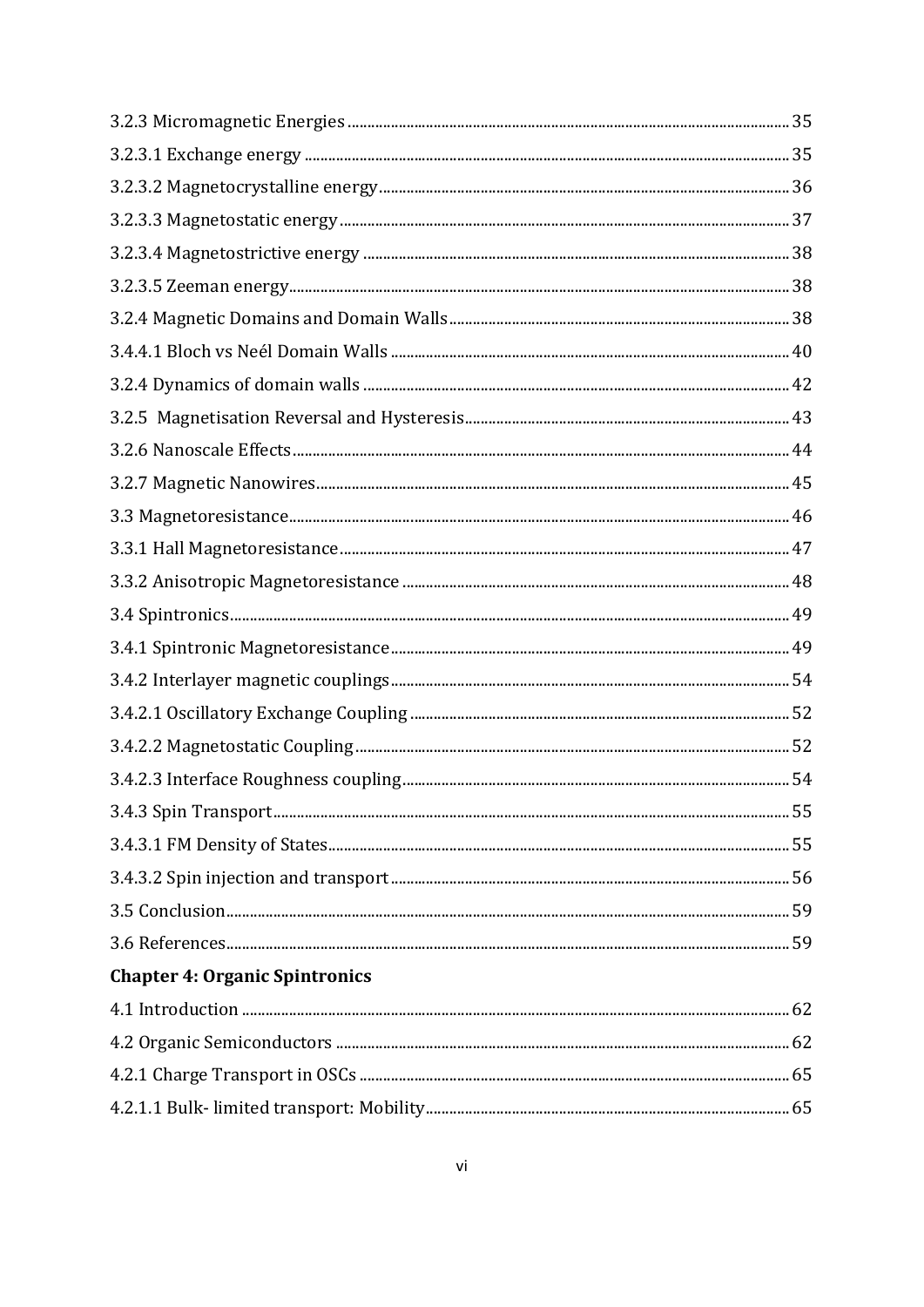3.2.3 Micromagnetic Energies ............................................................ 35

3.2.3.1 Exchange energy ............................................................ 35

3.2.3.2 Magnetocrystalline energy ............................................................ 36

3.2.3.3 Magnetostatic energy ............................................................ 37

3.2.3.4 Magnetostrictive energy ............................................................ 38

3.2.3.5 Zeeman energy ............................................................ 38

3.2.4 Magnetic Domains and Domain Walls ............................................................ 38

3.4.4.1 Bloch vs Neél Domain Walls ............................................................ 40

3.2.4 Dynamics of domain walls ............................................................ 42

3.2.5 Magnetisation Reversal and Hysteresis ............................................................ 43

3.2.6 Nanoscale Effects ............................................................ 44

3.2.7 Magnetic Nanowires ............................................................ 45

3.3 Magnetoresistance ............................................................ 46

3.3.1 Hall Magnetoresistance ............................................................ 47

3.3.2 Anisotropic Magnetoresistance ............................................................ 48

3.4 Spintronics ............................................................ 49

3.4.1 Spintronic Magnetoresistance ............................................................ 49

3.4.2 Interlayer magnetic couplings ............................................................ 54

3.4.2.1 Oscillatory Exchange Coupling ............................................................ 52

3.4.2.2 Magnetostatic Coupling ............................................................ 52

3.4.2.3 Interface Roughness coupling ............................................................ 54

3.4.3 Spin Transport ............................................................ 55

3.4.3.1 FM Density of States ............................................................ 55

3.4.3.2 Spin injection and transport ............................................................ 56

3.5 Conclusion ............................................................ 59

3.6 References ............................................................ 59

**Chapter 4: Organic Spintronics**

4.1 Introduction ............................................................ 62

4.2 Organic Semiconductors ............................................................ 62

4.2.1 Charge Transport in OSCs ............................................................ 65

4.2.1.1 Bulk- limited transport: Mobility ............................................................ 65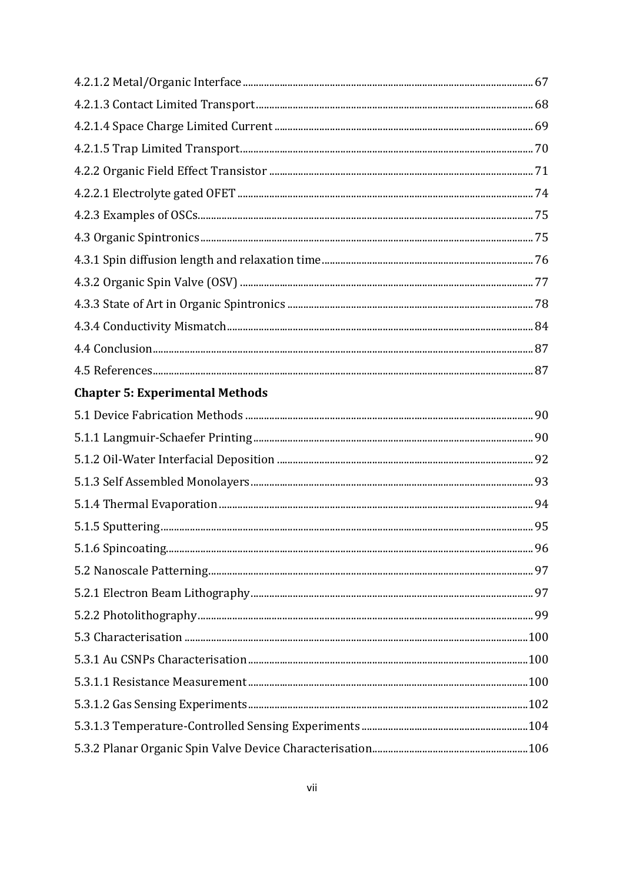4.2.1.2 Metal/Organic Interface ........................................................................................................ 67

4.2.1.3 Contact Limited Transport ........................................................................................................ 68

4.2.1.4 Space Charge Limited Current ........................................................................................................ 69

4.2.1.5 Trap Limited Transport ........................................................................................................ 70

4.2.2 Organic Field Effect Transistor ........................................................................................................ 71

4.2.2.1 Electrolyte gated OFET ........................................................................................................ 74

4.2.3 Examples of OSCs ........................................................................................................ 75

4.3 Organic Spintronics ........................................................................................................ 75

4.3.1 Spin diffusion length and relaxation time ........................................................................................................ 76

4.3.2 Organic Spin Valve (OSV) ........................................................................................................ 77

4.3.3 State of Art in Organic Spintronics ........................................................................................................ 78

4.3.4 Conductivity Mismatch ........................................................................................................ 84

4.4 Conclusion ........................................................................................................ 87

4.5 References ........................................................................................................ 87

**Chapter 5: Experimental Methods**

5.1 Device Fabrication Methods ........................................................................................................ 90

5.1.1 Langmuir-Schaefer Printing ........................................................................................................ 90

5.1.2 Oil-Water Interfacial Deposition ........................................................................................................ 92

5.1.3 Self Assembled Monolayers ........................................................................................................ 93

5.1.4 Thermal Evaporation ........................................................................................................ 94

5.1.5 Sputtering ........................................................................................................ 95

5.1.6 Spincoating ........................................................................................................ 96

5.2 Nanoscale Patterning ........................................................................................................ 97

5.2.1 Electron Beam Lithography ........................................................................................................ 97

5.2.2 Photolithography ........................................................................................................ 99

5.3 Characterisation ........................................................................................................ 100

5.3.1 Au CSNPs Characterisation ........................................................................................................ 100

5.3.1.1 Resistance Measurement ........................................................................................................ 100

5.3.1.2 Gas Sensing Experiments ........................................................................................................ 102

5.3.1.3 Temperature-Controlled Sensing Experiments ........................................................................................................ 104

5.3.2 Planar Organic Spin Valve Device Characterisation ........................................................................................................ 106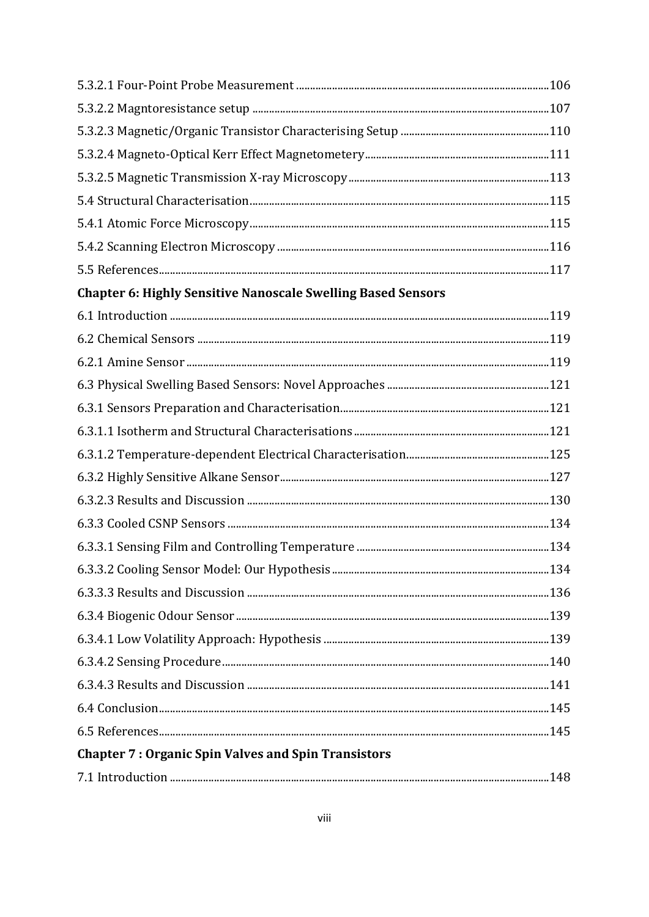5.3.2.1 Four-Point Probe Measurement ........................................................................................106

5.3.2.2 Magntoresistance setup ........................................................................................107

5.3.2.3 Magnetic/Organic Transistor Characterising Setup ........................................................................................110

5.3.2.4 Magneto-Optical Kerr Effect Magnetometery ........................................................................................111

5.3.2.5 Magnetic Transmission X-ray Microscopy ........................................................................................113

5.4 Structural Characterisation ........................................................................................115

5.4.1 Atomic Force Microscopy ........................................................................................115

5.4.2 Scanning Electron Microscopy ........................................................................................116

5.5 References ........................................................................................117

**Chapter 6: Highly Sensitive Nanoscale Swelling Based Sensors**

6.1 Introduction ........................................................................................119

6.2 Chemical Sensors ........................................................................................119

6.2.1 Amine Sensor ........................................................................................119

6.3 Physical Swelling Based Sensors: Novel Approaches ........................................................................................121

6.3.1 Sensors Preparation and Characterisation ........................................................................................121

6.3.1.1 Isotherm and Structural Characterisations ........................................................................................121

6.3.1.2 Temperature-dependent Electrical Characterisation ........................................................................................125

6.3.2 Highly Sensitive Alkane Sensor ........................................................................................127

6.3.2.3 Results and Discussion ........................................................................................130

6.3.3 Cooled CSNP Sensors ........................................................................................134

6.3.3.1 Sensing Film and Controlling Temperature ........................................................................................134

6.3.3.2 Cooling Sensor Model: Our Hypothesis ........................................................................................134

6.3.3.3 Results and Discussion ........................................................................................136

6.3.4 Biogenic Odour Sensor ........................................................................................139

6.3.4.1 Low Volatility Approach: Hypothesis ........................................................................................139

6.3.4.2 Sensing Procedure ........................................................................................140

6.3.4.3 Results and Discussion ........................................................................................141

6.4 Conclusion ........................................................................................145

6.5 References ........................................................................................145

**Chapter 7 : Organic Spin Valves and Spin Transistors**

7.1 Introduction ........................................................................................148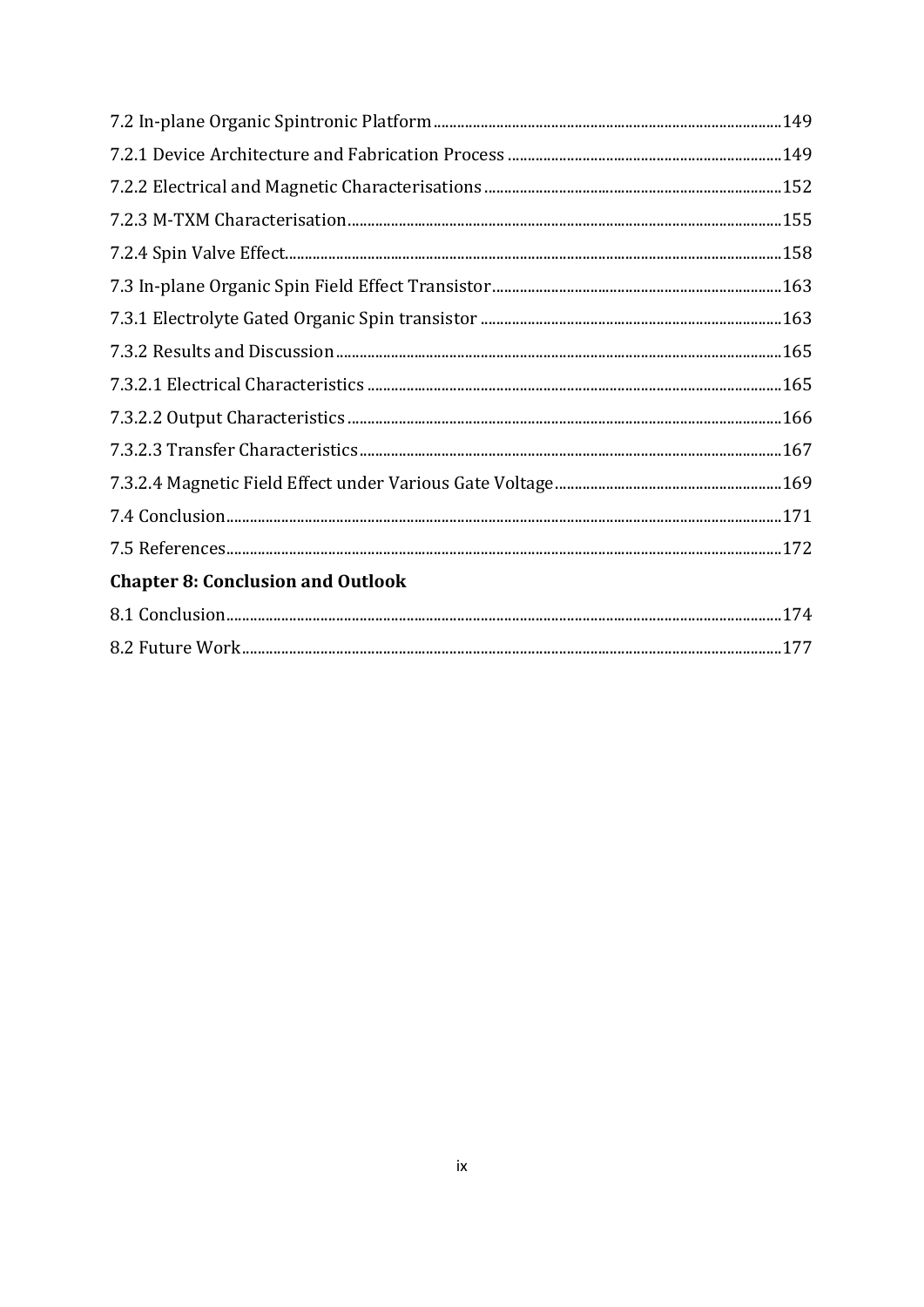7.2 In-plane Organic Spintronic Platform ..........149

7.2.1 Device Architecture and Fabrication Process ..........149

7.2.2 Electrical and Magnetic Characterisations ..........152

7.2.3 M-TXM Characterisation ..........155

7.2.4 Spin Valve Effect ..........158

7.3 In-plane Organic Spin Field Effect Transistor ..........163

7.3.1 Electrolyte Gated Organic Spin transistor ..........163

7.3.2 Results and Discussion ..........165

7.3.2.1 Electrical Characteristics ..........165

7.3.2.2 Output Characteristics ..........166

7.3.2.3 Transfer Characteristics ..........167

7.3.2.4 Magnetic Field Effect under Various Gate Voltage ..........169

7.4 Conclusion ..........171

7.5 References ..........172

**Chapter 8: Conclusion and Outlook**

8.1 Conclusion ..........174

8.2 Future Work ..........177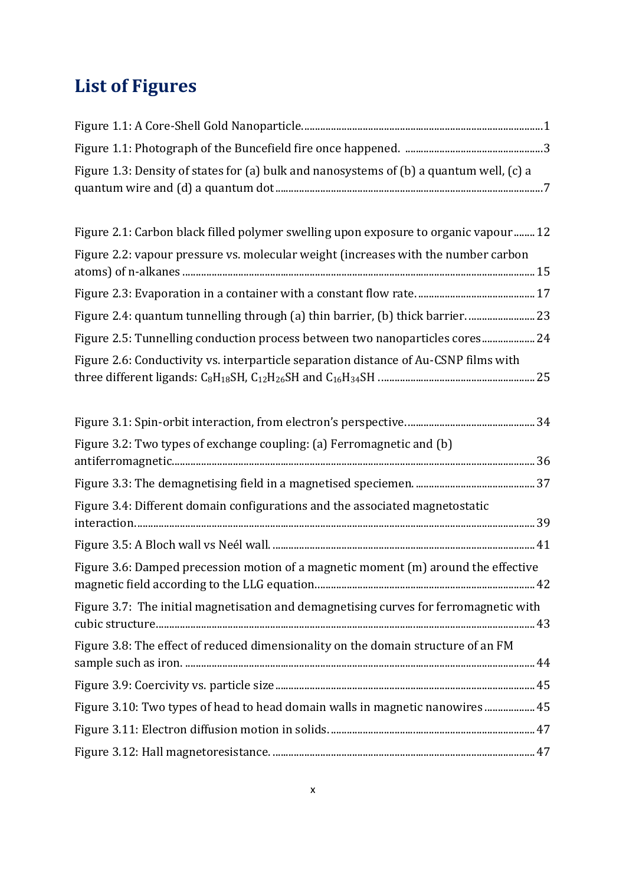# List of Figures

Figure 1.1: A Core-Shell Gold Nanoparticle. ........................................ 1

Figure 1.1: Photograph of the Buncefield fire once happened. ........................................ 3

Figure 1.3: Density of states for (a) bulk and nanosystems of (b) a quantum well, (c) a quantum wire and (d) a quantum dot ........................................ 7

Figure 2.1: Carbon black filled polymer swelling upon exposure to organic vapour ........ 12

Figure 2.2: vapour pressure vs. molecular weight (increases with the number carbon atoms) of n-alkanes ........................................ 15

Figure 2.3: Evaporation in a container with a constant flow rate. ........................................ 17

Figure 2.4: quantum tunnelling through (a) thin barrier, (b) thick barrier. ........................................ 23

Figure 2.5: Tunnelling conduction process between two nanoparticles cores ........................................ 24

Figure 2.6: Conductivity vs. interparticle separation distance of Au-CSNP films with three different ligands: $C_8H_{18}SH$, $C_{12}H_{26}SH$ and $C_{16}H_{34}SH$ ........................................ 25

Figure 3.1: Spin-orbit interaction, from electron's perspective. ........................................ 34

Figure 3.2: Two types of exchange coupling: (a) Ferromagnetic and (b) antiferromagnetic. ........................................ 36

Figure 3.3: The demagnetising field in a magnetised speciemen. ........................................ 37

Figure 3.4: Different domain configurations and the associated magnetostatic interaction. ........................................ 39

Figure 3.5: A Bloch wall vs Neél wall. ........................................ 41

Figure 3.6: Damped precession motion of a magnetic moment (m) around the effective magnetic field according to the LLG equation. ........................................ 42

Figure 3.7: The initial magnetisation and demagnetising curves for ferromagnetic with cubic structure. ........................................ 43

Figure 3.8: The effect of reduced dimensionality on the domain structure of an FM sample such as iron. ........................................ 44

Figure 3.9: Coercivity vs. particle size ........................................ 45

Figure 3.10: Two types of head to head domain walls in magnetic nanowires ........................................ 45

Figure 3.11: Electron diffusion motion in solids. ........................................ 47

Figure 3.12: Hall magnetoresistance. ........................................ 47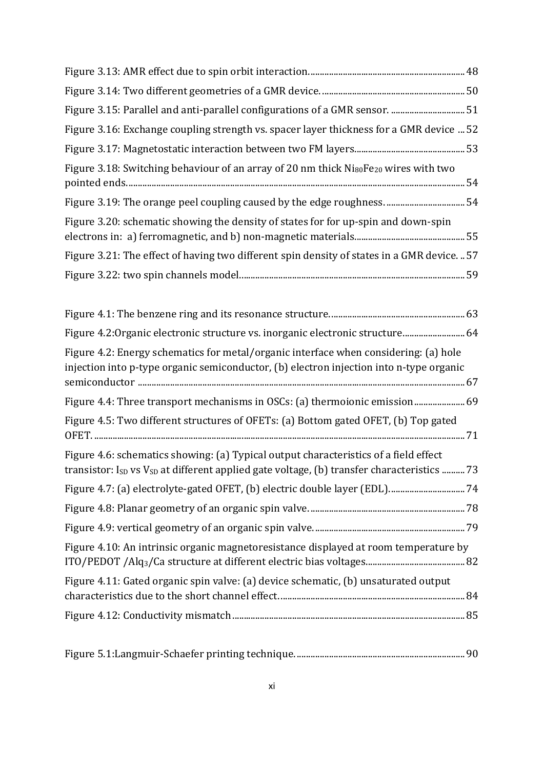Figure 3.13: AMR effect due to spin orbit interaction. .......... 48

Figure 3.14: Two different geometries of a GMR device. .......... 50

Figure 3.15: Parallel and anti-parallel configurations of a GMR sensor. .......... 51

Figure 3.16: Exchange coupling strength vs. spacer layer thickness for a GMR device .... 52

Figure 3.17: Magnetostatic interaction between two FM layers. .......... 53

Figure 3.18: Switching behaviour of an array of 20 nm thick $Ni_{80}Fe_{20}$ wires with two pointed ends. .......... 54

Figure 3.19: The orange peel coupling caused by the edge roughness. .......... 54

Figure 3.20: schematic showing the density of states for for up-spin and down-spin electrons in: a) ferromagnetic, and b) non-magnetic materials. .......... 55

Figure 3.21: The effect of having two different spin density of states in a GMR device. .. 57

Figure 3.22: two spin channels model. .......... 59

Figure 4.1: The benzene ring and its resonance structure. .......... 63

Figure 4.2:Organic electronic structure vs. inorganic electronic structure. .......... 64

Figure 4.2: Energy schematics for metal/organic interface when considering: (a) hole injection into p-type organic semiconductor, (b) electron injection into n-type organic semiconductor .......... 67

Figure 4.4: Three transport mechanisms in OSCs: (a) thermoionic emission .......... 69

Figure 4.5: Two different structures of OFETs: (a) Bottom gated OFET, (b) Top gated OFET. .......... 71

Figure 4.6: schematics showing: (a) Typical output characteristics of a field effect transistor: $I_{SD}$ vs $V_{SD}$ at different applied gate voltage, (b) transfer characteristics .......... 73

Figure 4.7: (a) electrolyte-gated OFET, (b) electric double layer (EDL). .......... 74

Figure 4.8: Planar geometry of an organic spin valve. .......... 78

Figure 4.9: vertical geometry of an organic spin valve. .......... 79

Figure 4.10: An intrinsic organic magnetoresistance displayed at room temperature by ITO/PEDOT /$Alq_3$/Ca structure at different electric bias voltages. .......... 82

Figure 4.11: Gated organic spin valve: (a) device schematic, (b) unsaturated output characteristics due to the short channel effect. .......... 84

Figure 4.12: Conductivity mismatch .......... 85

Figure 5.1:Langmuir-Schaefer printing technique. .......... 90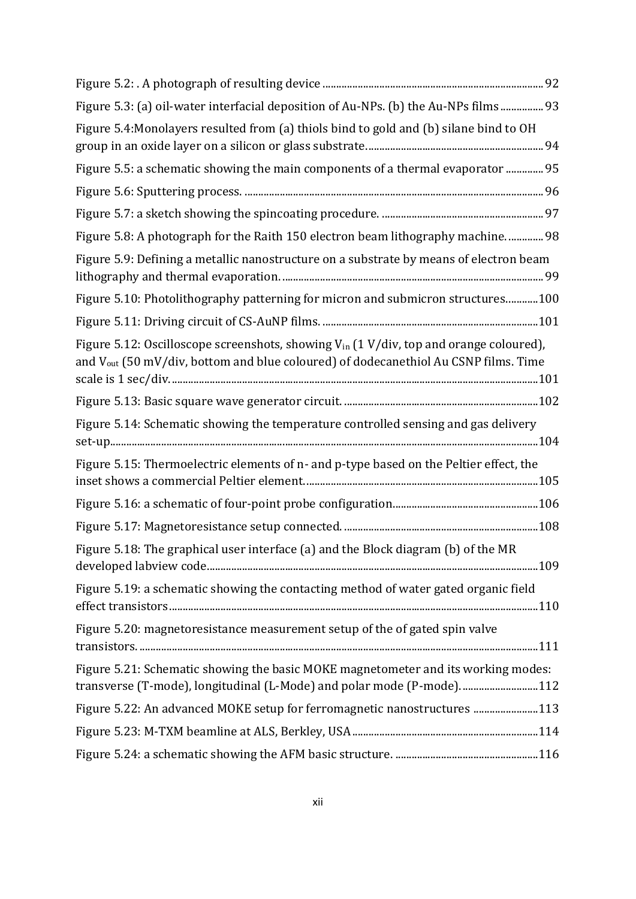Figure 5.2: . A photograph of resulting device ........................................................................................ 92

Figure 5.3: (a) oil-water interfacial deposition of Au-NPs. (b) the Au-NPs films ................ 93

Figure 5.4:Monolayers resulted from (a) thiols bind to gold and (b) silane bind to OH group in an oxide layer on a silicon or glass substrate. ................................................................ 94

Figure 5.5: a schematic showing the main components of a thermal evaporator ............. 95

Figure 5.6: Sputtering process. ............................................................................................................ 96

Figure 5.7: a sketch showing the spincoating procedure. ........................................................... 97

Figure 5.8: A photograph for the Raith 150 electron beam lithography machine. ............. 98

Figure 5.9: Defining a metallic nanostructure on a substrate by means of electron beam lithography and thermal evaporation. ............................................................................................. 99

Figure 5.10: Photolithography patterning for micron and submicron structures............100

Figure 5.11: Driving circuit of CS-AuNP films. ...............................................................................101

Figure 5.12: Oscilloscope screenshots, showing $V_{in}$ (1 V/div, top and orange coloured), and $V_{out}$ (50 mV/div, bottom and blue coloured) of dodecanethiol Au CSNP films. Time scale is 1 sec/div. .......................................................................................................................................101

Figure 5.13: Basic square wave generator circuit. .......................................................................102

Figure 5.14: Schematic showing the temperature controlled sensing and gas delivery set-up..........................................................................................................................................................104

Figure 5.15: Thermoelectric elements of n- and p-type based on the Peltier effect, the inset shows a commercial Peltier element. .....................................................................................105

Figure 5.16: a schematic of four-point probe configuration.....................................................106

Figure 5.17: Magnetoresistance setup connected. .......................................................................108

Figure 5.18: The graphical user interface (a) and the Block diagram (b) of the MR developed labview code.........................................................................................................................109

Figure 5.19: a schematic showing the contacting method of water gated organic field effect transistors.......................................................................................................................................110

Figure 5.20: magnetoresistance measurement setup of the of gated spin valve transistors. .................................................................................................................................................111

Figure 5.21: Schematic showing the basic MOKE magnetometer and its working modes: transverse (T-mode), longitudinal (L-Mode) and polar mode (P-mode). ............................112

Figure 5.22: An advanced MOKE setup for ferromagnetic nanostructures ........................113

Figure 5.23: M-TXM beamline at ALS, Berkley, USA ....................................................................114

Figure 5.24: a schematic showing the AFM basic structure. ....................................................116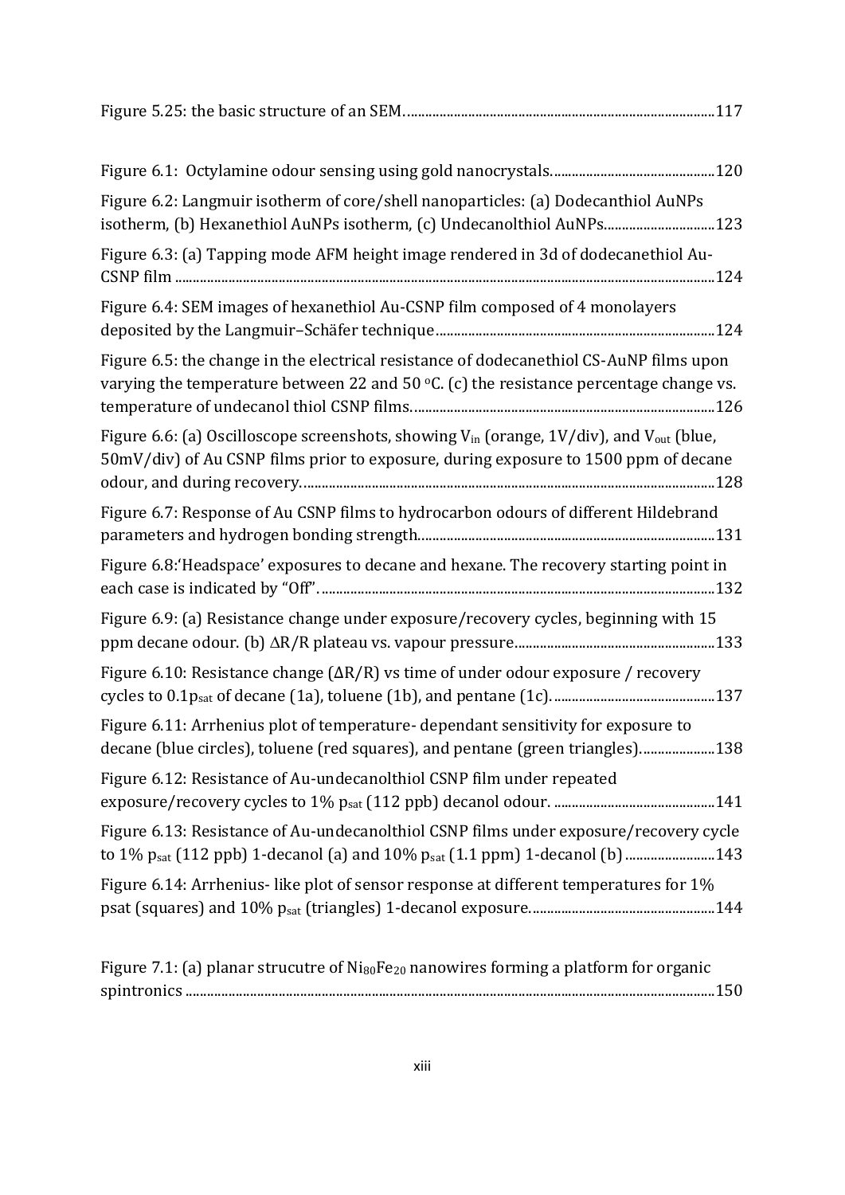Figure 5.25: the basic structure of an SEM. ......117

Figure 6.1: Octylamine odour sensing using gold nanocrystals. ......120

Figure 6.2: Langmuir isotherm of core/shell nanoparticles: (a) Dodecanthiol AuNPs isotherm, (b) Hexanethiol AuNPs isotherm, (c) Undecanolthiol AuNPs......123

Figure 6.3: (a) Tapping mode AFM height image rendered in 3d of dodecanethiol Au-CSNP film ......124

Figure 6.4: SEM images of hexanethiol Au-CSNP film composed of 4 monolayers deposited by the Langmuir–Schäfer technique ......124

Figure 6.5: the change in the electrical resistance of dodecanethiol CS-AuNP films upon varying the temperature between 22 and 50 $^oC$. (c) the resistance percentage change vs. temperature of undecanol thiol CSNP films. ......126

Figure 6.6: (a) Oscilloscope screenshots, showing $V_{in}$ (orange, 1V/div), and $V_{out}$ (blue, 50mV/div) of Au CSNP films prior to exposure, during exposure to 1500 ppm of decane odour, and during recovery. ......128

Figure 6.7: Response of Au CSNP films to hydrocarbon odours of different Hildebrand parameters and hydrogen bonding strength......131

Figure 6.8:'Headspace' exposures to decane and hexane. The recovery starting point in each case is indicated by "Off". ......132

Figure 6.9: (a) Resistance change under exposure/recovery cycles, beginning with 15 ppm decane odour. (b) $\Delta R/R$ plateau vs. vapour pressure......133

Figure 6.10: Resistance change ($\Delta R/R$) vs time of under odour exposure / recovery cycles to $0.1p_{sat}$ of decane (1a), toluene (1b), and pentane (1c). ......137

Figure 6.11: Arrhenius plot of temperature- dependant sensitivity for exposure to decane (blue circles), toluene (red squares), and pentane (green triangles). ......138

Figure 6.12: Resistance of Au-undecanolthiol CSNP film under repeated exposure/recovery cycles to 1% $p_{sat}$ (112 ppb) decanol odour. ......141

Figure 6.13: Resistance of Au-undecanolthiol CSNP films under exposure/recovery cycle to 1% $p_{sat}$ (112 ppb) 1-decanol (a) and 10% $p_{sat}$ (1.1 ppm) 1-decanol (b) ......143

Figure 6.14: Arrhenius- like plot of sensor response at different temperatures for 1% psat (squares) and 10% $p_{sat}$ (triangles) 1-decanol exposure. ......144

Figure 7.1: (a) planar strucutre of $Ni_{80}Fe_{20}$ nanowires forming a platform for organic spintronics ......150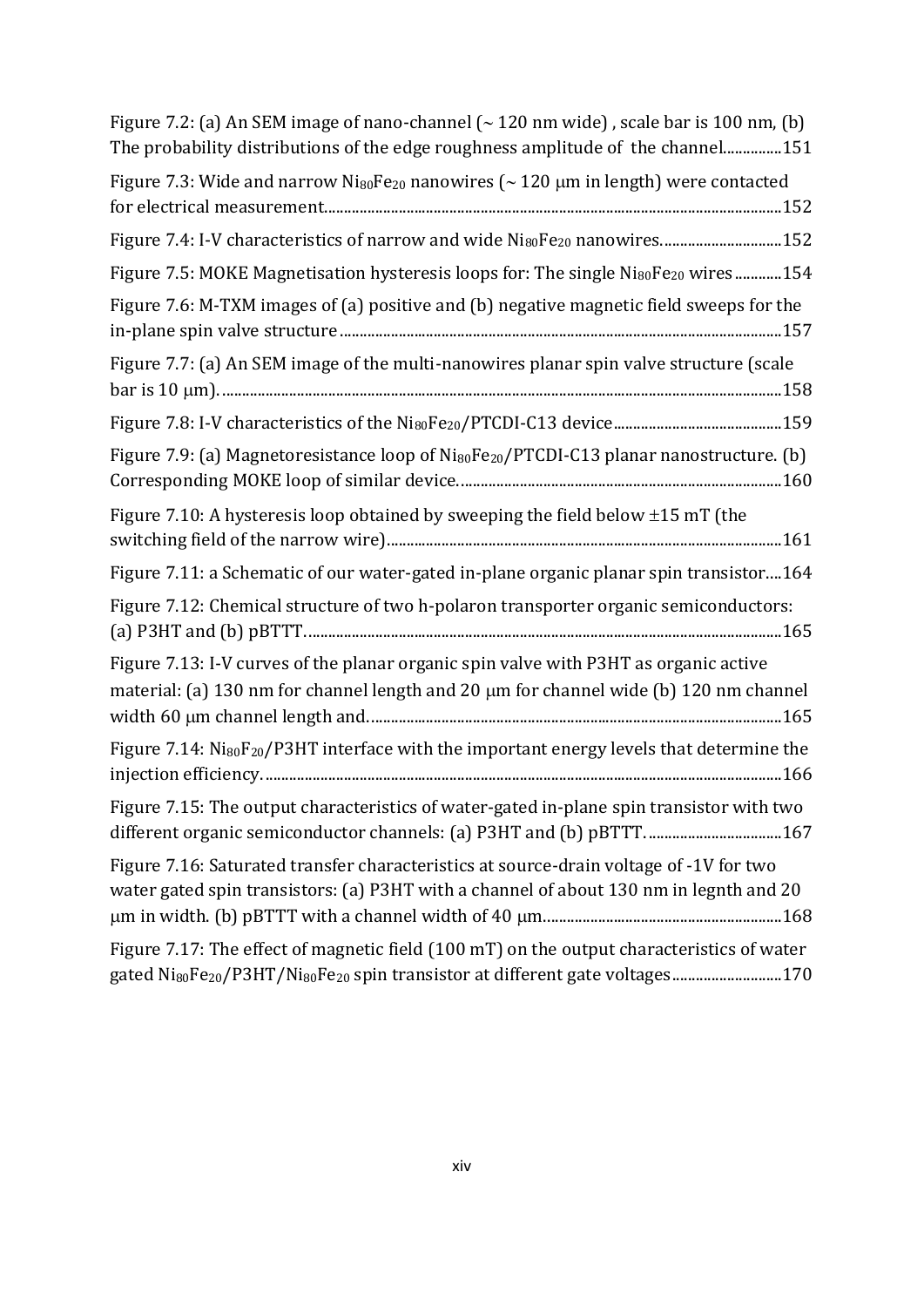Figure 7.2: (a) An SEM image of nano-channel (~ 120 nm wide) , scale bar is 100 nm, (b) The probability distributions of the edge roughness amplitude of the channel...............151

Figure 7.3: Wide and narrow $Ni_{80}Fe_{20}$ nanowires (~ 120 μm in length) were contacted for electrical measurement....................................................................................................................152

Figure 7.4: I-V characteristics of narrow and wide $Ni_{80}Fe_{20}$ nanowires...............................152

Figure 7.5: MOKE Magnetisation hysteresis loops for: The single $Ni_{80}Fe_{20}$ wires............154

Figure 7.6: M-TXM images of (a) positive and (b) negative magnetic field sweeps for the in-plane spin valve structure...............................................................................................................157

Figure 7.7: (a) An SEM image of the multi-nanowires planar spin valve structure (scale bar is 10 μm)...............................................................................................................................158

Figure 7.8: I-V characteristics of the $Ni_{80}Fe_{20}$/PTCDI-C13 device...........................................159

Figure 7.9: (a) Magnetoresistance loop of $Ni_{80}Fe_{20}$/PTCDI-C13 planar nanostructure. (b) Corresponding MOKE loop of similar device...................................................................................160

Figure 7.10: A hysteresis loop obtained by sweeping the field below ±15 mT (the switching field of the narrow wire)....................................................................................................161

Figure 7.11: a Schematic of our water-gated in-plane organic planar spin transistor....164

Figure 7.12: Chemical structure of two h-polaron transporter organic semiconductors: (a) P3HT and (b) pBTTT.........................................................................................................................165

Figure 7.13: I-V curves of the planar organic spin valve with P3HT as organic active material: (a) 130 nm for channel length and 20 μm for channel wide (b) 120 nm channel width 60 μm channel length and.........................................................................................................165

Figure 7.14: $Ni_{80}F_{20}$/P3HT interface with the important energy levels that determine the injection efficiency....................................................................................................................166

Figure 7.15: The output characteristics of water-gated in-plane spin transistor with two different organic semiconductor channels: (a) P3HT and (b) pBTTT...................................167

Figure 7.16: Saturated transfer characteristics at source-drain voltage of -1V for two water gated spin transistors: (a) P3HT with a channel of about 130 nm in legnth and 20 μm in width. (b) pBTTT with a channel width of 40 μm.............................................................168

Figure 7.17: The effect of magnetic field (100 mT) on the output characteristics of water gated $Ni_{80}Fe_{20}$/P3HT/$Ni_{80}Fe_{20}$ spin transistor at different gate voltages............................170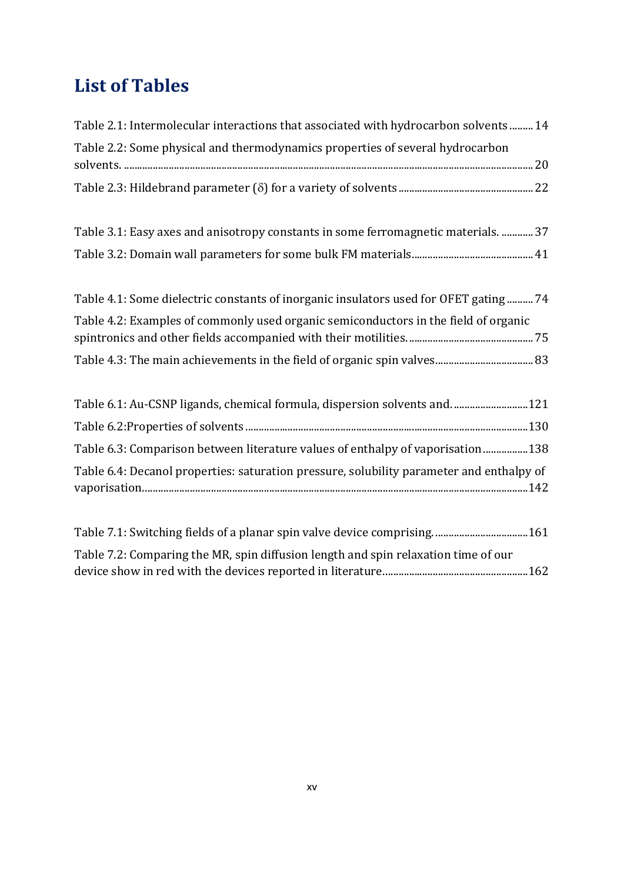# List of Tables

Table 2.1: Intermolecular interactions that associated with hydrocarbon solvents ......... 14

Table 2.2: Some physical and thermodynamics properties of several hydrocarbon solvents. ......... 20

Table 2.3: Hildebrand parameter (δ) for a variety of solvents ......... 22

Table 3.1: Easy axes and anisotropy constants in some ferromagnetic materials. ......... 37

Table 3.2: Domain wall parameters for some bulk FM materials ......... 41

Table 4.1: Some dielectric constants of inorganic insulators used for OFET gating ......... 74

Table 4.2: Examples of commonly used organic semiconductors in the field of organic spintronics and other fields accompanied with their motilities. ......... 75

Table 4.3: The main achievements in the field of organic spin valves ......... 83

Table 6.1: Au-CSNP ligands, chemical formula, dispersion solvents and. ......... 121

Table 6.2:Properties of solvents ......... 130

Table 6.3: Comparison between literature values of enthalpy of vaporisation ......... 138

Table 6.4: Decanol properties: saturation pressure, solubility parameter and enthalpy of vaporisation ......... 142

Table 7.1: Switching fields of a planar spin valve device comprising. ......... 161

Table 7.2: Comparing the MR, spin diffusion length and spin relaxation time of our device show in red with the devices reported in literature ......... 162